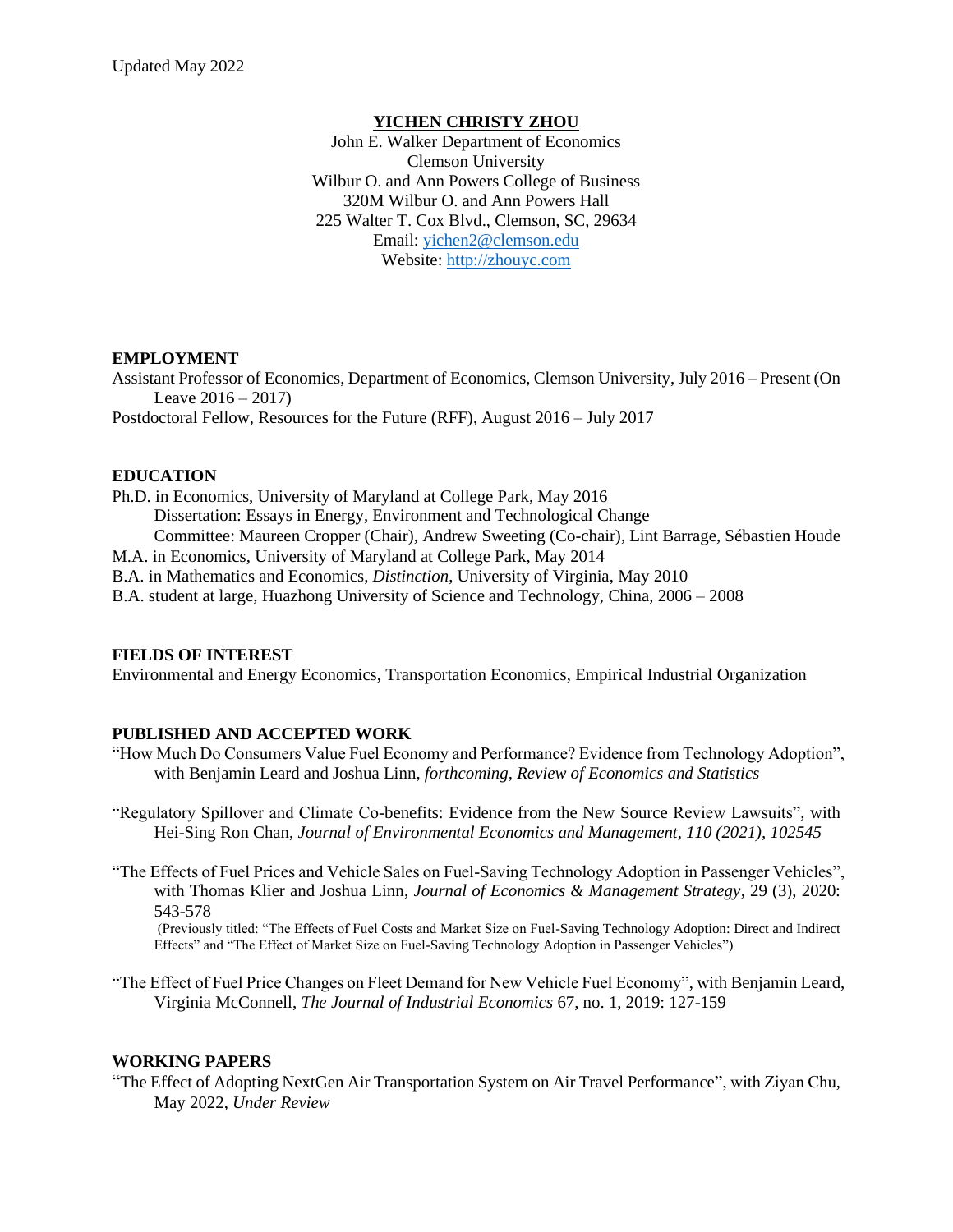Updated May 2022

# YICHEN CHRISTY ZHOU

John E. Walker Department of Economics
Clemson University
Wilbur O. and Ann Powers College of Business
320M Wilbur O. and Ann Powers Hall
225 Walter T. Cox Blvd., Clemson, SC, 29634
Email: [yichen2@clemson.edu](mailto:yichen2@clemson.edu)
Website: [http://zhouyc.com](http://zhouyc.com)

## EMPLOYMENT

Assistant Professor of Economics, Department of Economics, Clemson University, July 2016 – Present (On Leave 2016 – 2017)

Postdoctoral Fellow, Resources for the Future (RFF), August 2016 – July 2017

## EDUCATION

Ph.D. in Economics, University of Maryland at College Park, May 2016
  Dissertation: Essays in Energy, Environment and Technological Change
  Committee: Maureen Cropper (Chair), Andrew Sweeting (Co-chair), Lint Barrage, Sébastien Houde

M.A. in Economics, University of Maryland at College Park, May 2014

B.A. in Mathematics and Economics, *Distinction*, University of Virginia, May 2010

B.A. student at large, Huazhong University of Science and Technology, China, 2006 – 2008

## FIELDS OF INTEREST

Environmental and Energy Economics, Transportation Economics, Empirical Industrial Organization

## PUBLISHED AND ACCEPTED WORK

"How Much Do Consumers Value Fuel Economy and Performance? Evidence from Technology Adoption", with Benjamin Leard and Joshua Linn, *forthcoming*, *Review of Economics and Statistics*

"Regulatory Spillover and Climate Co-benefits: Evidence from the New Source Review Lawsuits", with Hei-Sing Ron Chan, *Journal of Environmental Economics and Management, 110 (2021), 102545*

"The Effects of Fuel Prices and Vehicle Sales on Fuel-Saving Technology Adoption in Passenger Vehicles", with Thomas Klier and Joshua Linn, *Journal of Economics & Management Strategy*, 29 (3), 2020: 543-578
 (Previously titled: "The Effects of Fuel Costs and Market Size on Fuel-Saving Technology Adoption: Direct and Indirect Effects" and "The Effect of Market Size on Fuel-Saving Technology Adoption in Passenger Vehicles")

"The Effect of Fuel Price Changes on Fleet Demand for New Vehicle Fuel Economy", with Benjamin Leard, Virginia McConnell, *The Journal of Industrial Economics* 67, no. 1, 2019: 127-159

## WORKING PAPERS

"The Effect of Adopting NextGen Air Transportation System on Air Travel Performance", with Ziyan Chu, May 2022, *Under Review*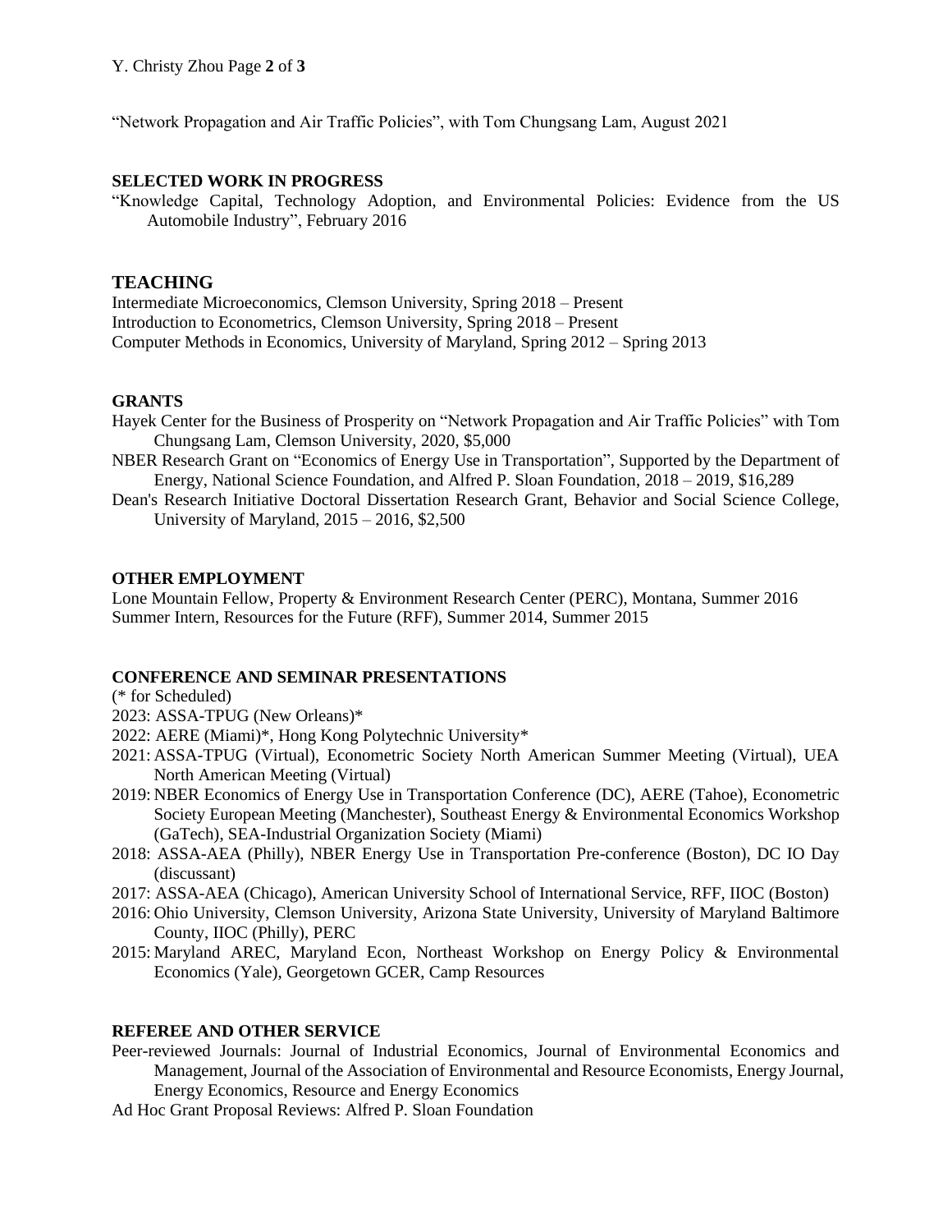"Network Propagation and Air Traffic Policies", with Tom Chungsang Lam, August 2021

## SELECTED WORK IN PROGRESS

"Knowledge Capital, Technology Adoption, and Environmental Policies: Evidence from the US Automobile Industry", February 2016

## TEACHING

Intermediate Microeconomics, Clemson University, Spring 2018 – Present
Introduction to Econometrics, Clemson University, Spring 2018 – Present
Computer Methods in Economics, University of Maryland, Spring 2012 – Spring 2013

## GRANTS

Hayek Center for the Business of Prosperity on "Network Propagation and Air Traffic Policies" with Tom Chungsang Lam, Clemson University, 2020, $5,000

NBER Research Grant on "Economics of Energy Use in Transportation", Supported by the Department of Energy, National Science Foundation, and Alfred P. Sloan Foundation, 2018 – 2019, $16,289

Dean's Research Initiative Doctoral Dissertation Research Grant, Behavior and Social Science College, University of Maryland, 2015 – 2016, $2,500

## OTHER EMPLOYMENT

Lone Mountain Fellow, Property & Environment Research Center (PERC), Montana, Summer 2016
Summer Intern, Resources for the Future (RFF), Summer 2014, Summer 2015

## CONFERENCE AND SEMINAR PRESENTATIONS

(* for Scheduled)

2023: ASSA-TPUG (New Orleans)*

2022: AERE (Miami)*, Hong Kong Polytechnic University*

2021: ASSA-TPUG (Virtual), Econometric Society North American Summer Meeting (Virtual), UEA North American Meeting (Virtual)

2019: NBER Economics of Energy Use in Transportation Conference (DC), AERE (Tahoe), Econometric Society European Meeting (Manchester), Southeast Energy & Environmental Economics Workshop (GaTech), SEA-Industrial Organization Society (Miami)

2018: ASSA-AEA (Philly), NBER Energy Use in Transportation Pre-conference (Boston), DC IO Day (discussant)

2017: ASSA-AEA (Chicago), American University School of International Service, RFF, IIOC (Boston)

2016: Ohio University, Clemson University, Arizona State University, University of Maryland Baltimore County, IIOC (Philly), PERC

2015: Maryland AREC, Maryland Econ, Northeast Workshop on Energy Policy & Environmental Economics (Yale), Georgetown GCER, Camp Resources

## REFEREE AND OTHER SERVICE

Peer-reviewed Journals: Journal of Industrial Economics, Journal of Environmental Economics and Management, Journal of the Association of Environmental and Resource Economists, Energy Journal, Energy Economics, Resource and Energy Economics

Ad Hoc Grant Proposal Reviews: Alfred P. Sloan Foundation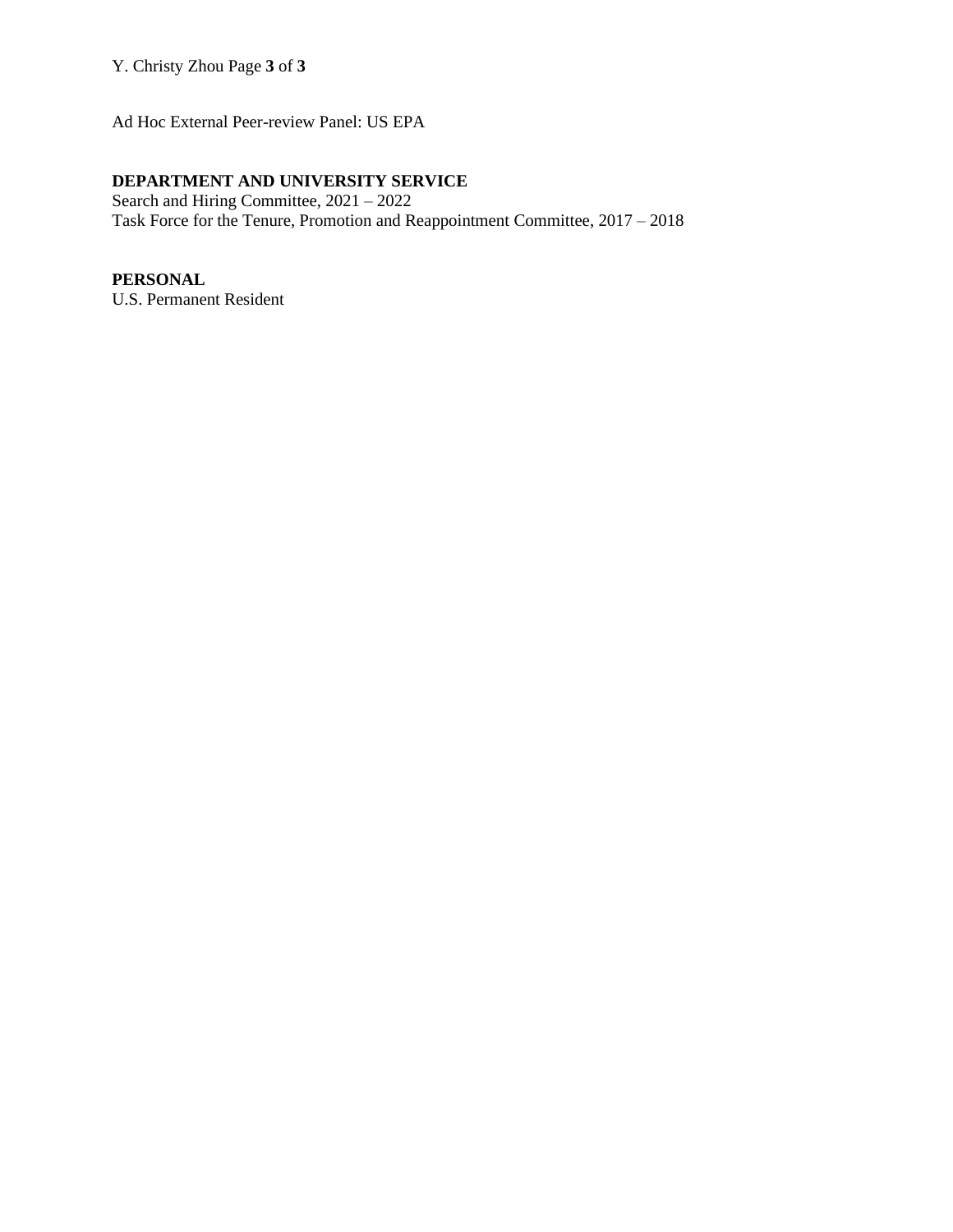Ad Hoc External Peer-review Panel: US EPA

## DEPARTMENT AND UNIVERSITY SERVICE

Search and Hiring Committee, 2021 – 2022
Task Force for the Tenure, Promotion and Reappointment Committee, 2017 – 2018

## PERSONAL

U.S. Permanent Resident